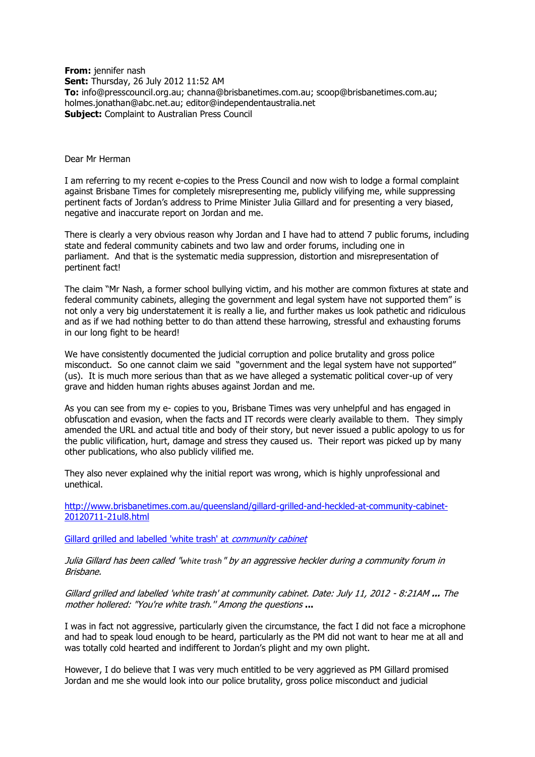**From:** jennifer nash
**Sent:** Thursday, 26 July 2012 11:52 AM
**To:** info@presscouncil.org.au; channa@brisbanetimes.com.au; scoop@brisbanetimes.com.au; holmes.jonathan@abc.net.au; editor@independentaustralia.net
**Subject:** Complaint to Australian Press Council

Dear Mr Herman

I am referring to my recent e-copies to the Press Council and now wish to lodge a formal complaint against Brisbane Times for completely misrepresenting me, publicly vilifying me, while suppressing pertinent facts of Jordan's address to Prime Minister Julia Gillard and for presenting a very biased, negative and inaccurate report on Jordan and me.

There is clearly a very obvious reason why Jordan and I have had to attend 7 public forums, including state and federal community cabinets and two law and order forums, including one in parliament. And that is the systematic media suppression, distortion and misrepresentation of pertinent fact!

The claim "Mr Nash, a former school bullying victim, and his mother are common fixtures at state and federal community cabinets, alleging the government and legal system have not supported them" is not only a very big understatement it is really a lie, and further makes us look pathetic and ridiculous and as if we had nothing better to do than attend these harrowing, stressful and exhausting forums in our long fight to be heard!

We have consistently documented the judicial corruption and police brutality and gross police misconduct. So one cannot claim we said "government and the legal system have not supported" (us). It is much more serious than that as we have alleged a systematic political cover-up of very grave and hidden human rights abuses against Jordan and me.

As you can see from my e- copies to you, Brisbane Times was very unhelpful and has engaged in obfuscation and evasion, when the facts and IT records were clearly available to them. They simply amended the URL and actual title and body of their story, but never issued a public apology to us for the public vilification, hurt, damage and stress they caused us. Their report was picked up by many other publications, who also publicly vilified me.

They also never explained why the initial report was wrong, which is highly unprofessional and unethical.

http://www.brisbanetimes.com.au/queensland/gillard-grilled-and-heckled-at-community-cabinet-20120711-21ul8.html

Gillard grilled and labelled 'white trash' at *community cabinet*

*Julia Gillard has been called "white trash" by an aggressive heckler during a community forum in Brisbane.*

*Gillard grilled and labelled 'white trash' at community cabinet. Date: July 11, 2012 - 8:21AM* **...** *The mother hollered: "You're white trash." Among the questions* **...**

I was in fact not aggressive, particularly given the circumstance, the fact I did not face a microphone and had to speak loud enough to be heard, particularly as the PM did not want to hear me at all and was totally cold hearted and indifferent to Jordan's plight and my own plight.

However, I do believe that I was very much entitled to be very aggrieved as PM Gillard promised Jordan and me she would look into our police brutality, gross police misconduct and judicial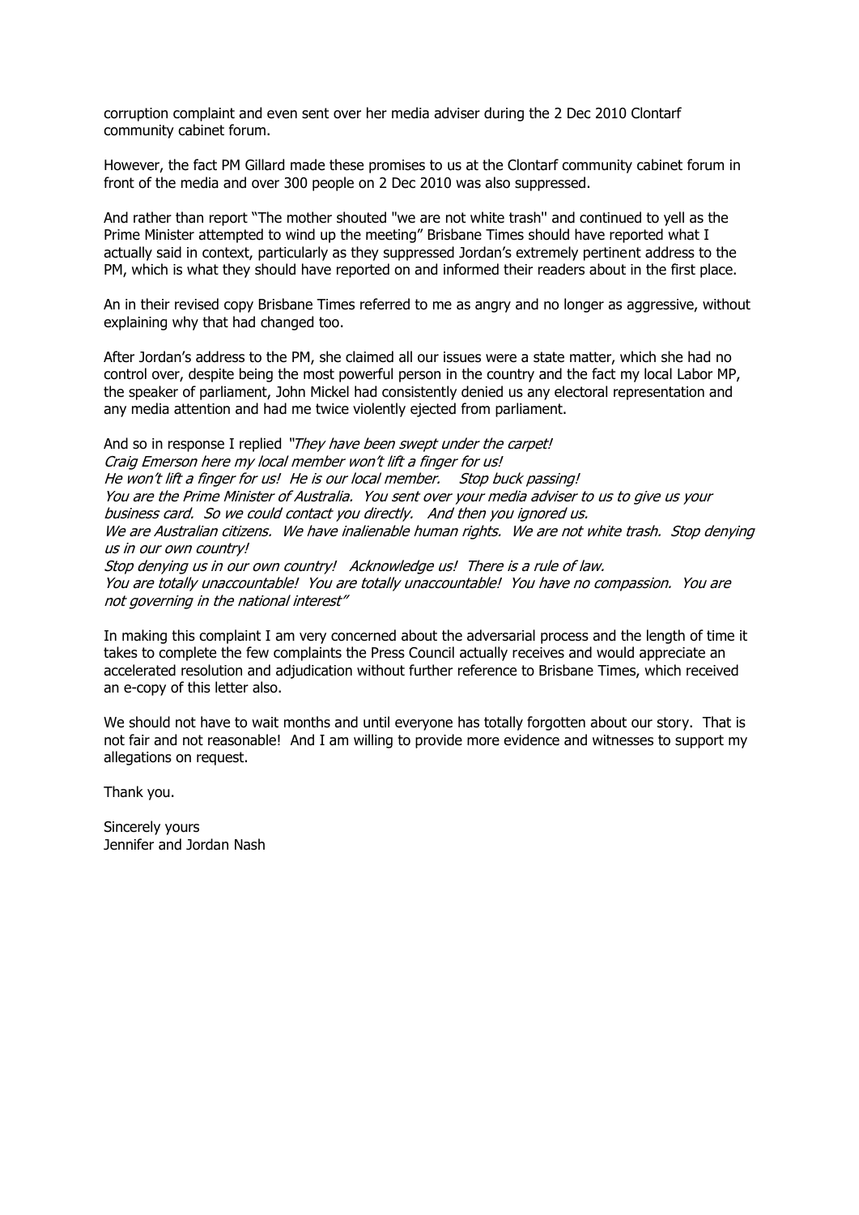corruption complaint and even sent over her media adviser during the 2 Dec 2010 Clontarf community cabinet forum.

However, the fact PM Gillard made these promises to us at the Clontarf community cabinet forum in front of the media and over 300 people on 2 Dec 2010 was also suppressed.

And rather than report "The mother shouted "we are not white trash'' and continued to yell as the Prime Minister attempted to wind up the meeting" Brisbane Times should have reported what I actually said in context, particularly as they suppressed Jordan's extremely pertinent address to the PM, which is what they should have reported on and informed their readers about in the first place.

An in their revised copy Brisbane Times referred to me as angry and no longer as aggressive, without explaining why that had changed too.

After Jordan's address to the PM, she claimed all our issues were a state matter, which she had no control over, despite being the most powerful person in the country and the fact my local Labor MP, the speaker of parliament, John Mickel had consistently denied us any electoral representation and any media attention and had me twice violently ejected from parliament.

And so in response I replied *"They have been swept under the carpet!*
*Craig Emerson here my local member won't lift a finger for us!*
*He won't lift a finger for us! He is our local member. Stop buck passing!*
*You are the Prime Minister of Australia. You sent over your media adviser to us to give us your business card. So we could contact you directly. And then you ignored us.*
*We are Australian citizens. We have inalienable human rights. We are not white trash. Stop denying us in our own country!*
*Stop denying us in our own country! Acknowledge us! There is a rule of law.*
*You are totally unaccountable! You are totally unaccountable! You have no compassion. You are not governing in the national interest"*

In making this complaint I am very concerned about the adversarial process and the length of time it takes to complete the few complaints the Press Council actually receives and would appreciate an accelerated resolution and adjudication without further reference to Brisbane Times, which received an e-copy of this letter also.

We should not have to wait months and until everyone has totally forgotten about our story. That is not fair and not reasonable! And I am willing to provide more evidence and witnesses to support my allegations on request.

Thank you.

Sincerely yours
Jennifer and Jordan Nash